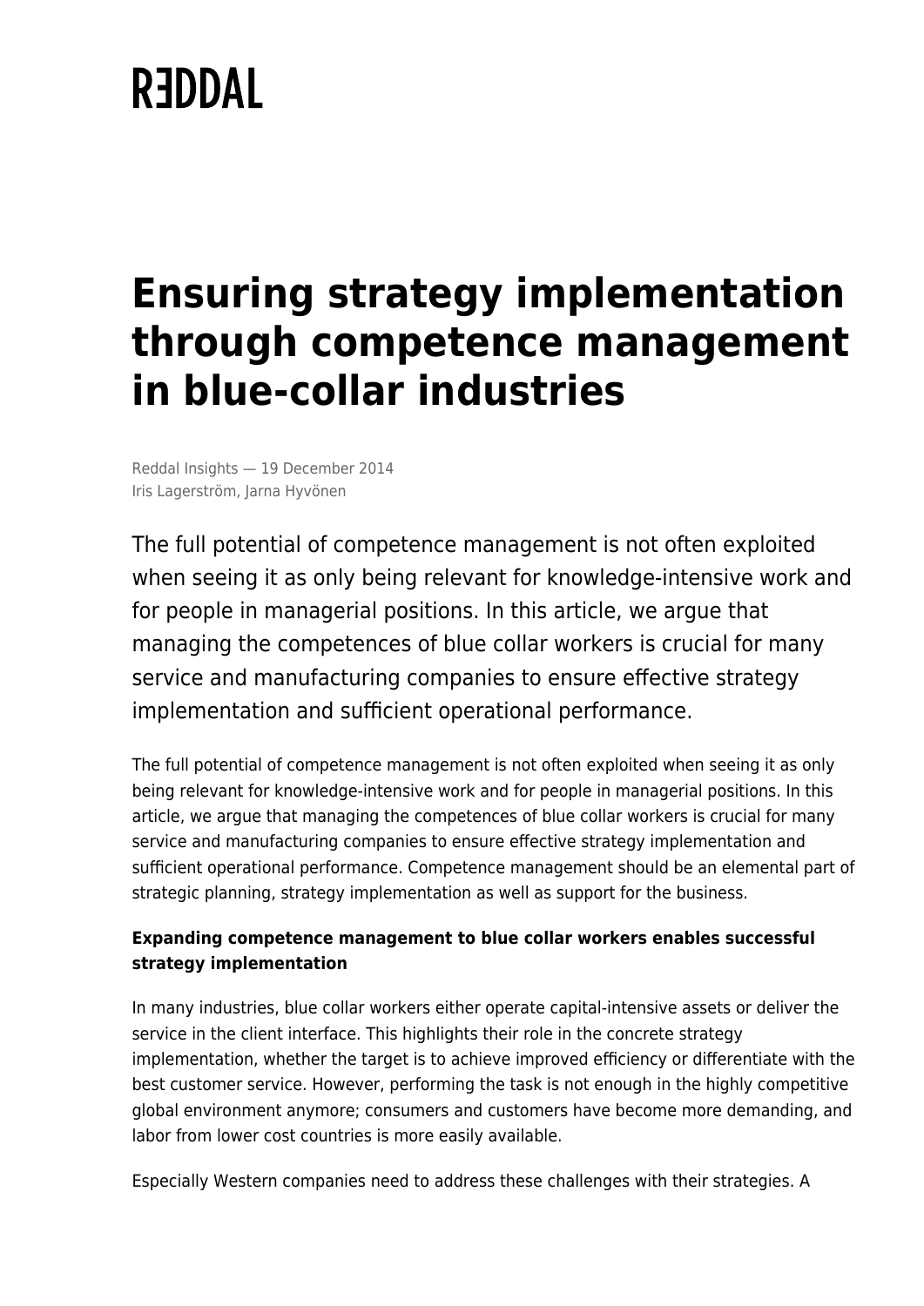RΞDDAL

# Ensuring strategy implementation through competence management in blue-collar industries

Reddal Insights — 19 December 2014
Iris Lagerström, Jarna Hyvönen

The full potential of competence management is not often exploited when seeing it as only being relevant for knowledge-intensive work and for people in managerial positions. In this article, we argue that managing the competences of blue collar workers is crucial for many service and manufacturing companies to ensure effective strategy implementation and sufficient operational performance.

The full potential of competence management is not often exploited when seeing it as only being relevant for knowledge-intensive work and for people in managerial positions. In this article, we argue that managing the competences of blue collar workers is crucial for many service and manufacturing companies to ensure effective strategy implementation and sufficient operational performance. Competence management should be an elemental part of strategic planning, strategy implementation as well as support for the business.

**Expanding competence management to blue collar workers enables successful strategy implementation**

In many industries, blue collar workers either operate capital-intensive assets or deliver the service in the client interface. This highlights their role in the concrete strategy implementation, whether the target is to achieve improved efficiency or differentiate with the best customer service. However, performing the task is not enough in the highly competitive global environment anymore; consumers and customers have become more demanding, and labor from lower cost countries is more easily available.

Especially Western companies need to address these challenges with their strategies. A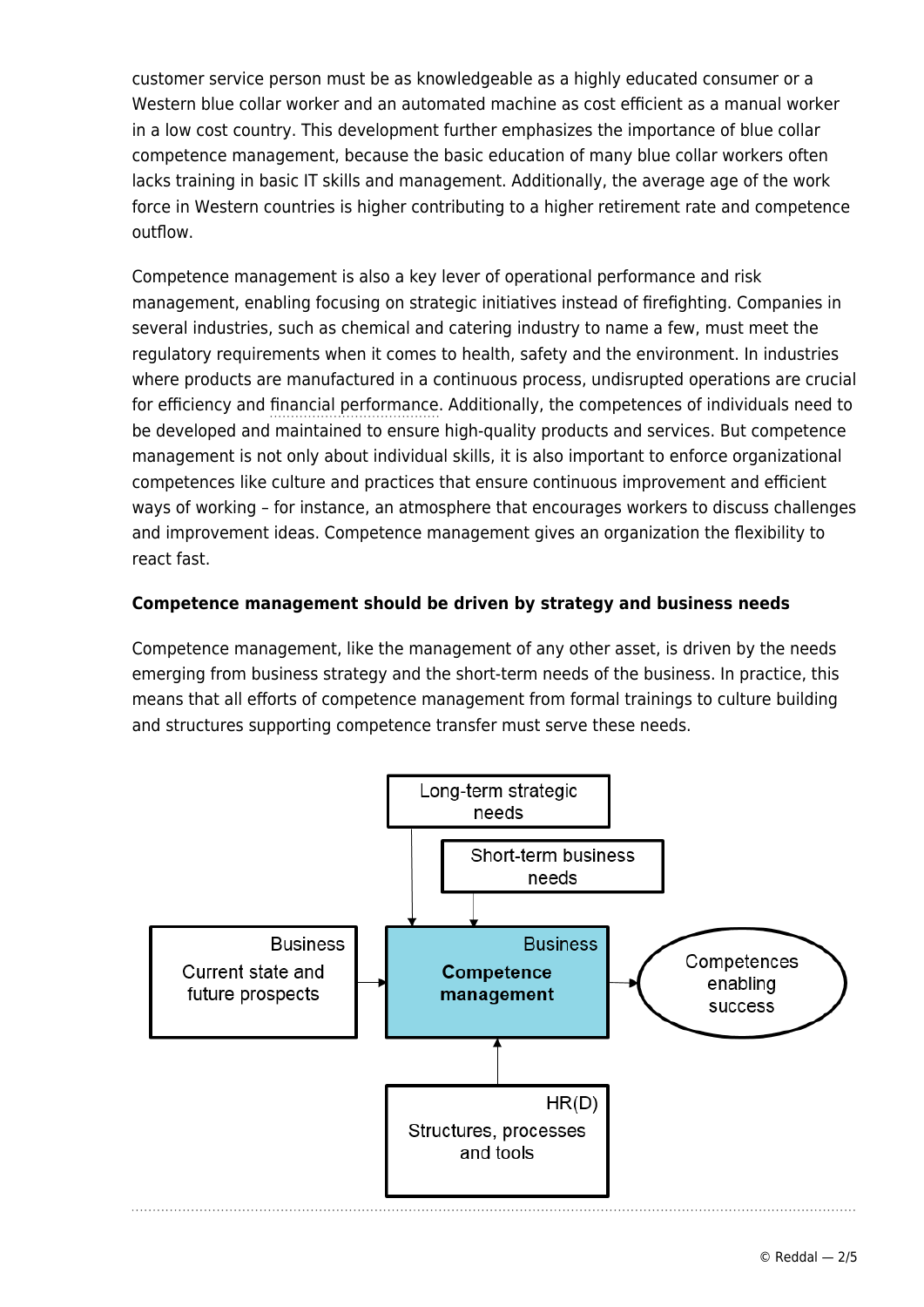customer service person must be as knowledgeable as a highly educated consumer or a Western blue collar worker and an automated machine as cost efficient as a manual worker in a low cost country. This development further emphasizes the importance of blue collar competence management, because the basic education of many blue collar workers often lacks training in basic IT skills and management. Additionally, the average age of the work force in Western countries is higher contributing to a higher retirement rate and competence outflow.

Competence management is also a key lever of operational performance and risk management, enabling focusing on strategic initiatives instead of firefighting. Companies in several industries, such as chemical and catering industry to name a few, must meet the regulatory requirements when it comes to health, safety and the environment. In industries where products are manufactured in a continuous process, undisrupted operations are crucial for efficiency and financial performance. Additionally, the competences of individuals need to be developed and maintained to ensure high-quality products and services. But competence management is not only about individual skills, it is also important to enforce organizational competences like culture and practices that ensure continuous improvement and efficient ways of working – for instance, an atmosphere that encourages workers to discuss challenges and improvement ideas. Competence management gives an organization the flexibility to react fast.

**Competence management should be driven by strategy and business needs**

Competence management, like the management of any other asset, is driven by the needs emerging from business strategy and the short-term needs of the business. In practice, this means that all efforts of competence management from formal trainings to culture building and structures supporting competence transfer must serve these needs.

Long-term strategic needs

Short-term business needs

Business: Current state and future prospects

Business: **Competence management**

Competences enabling success

HR(D): Structures, processes and tools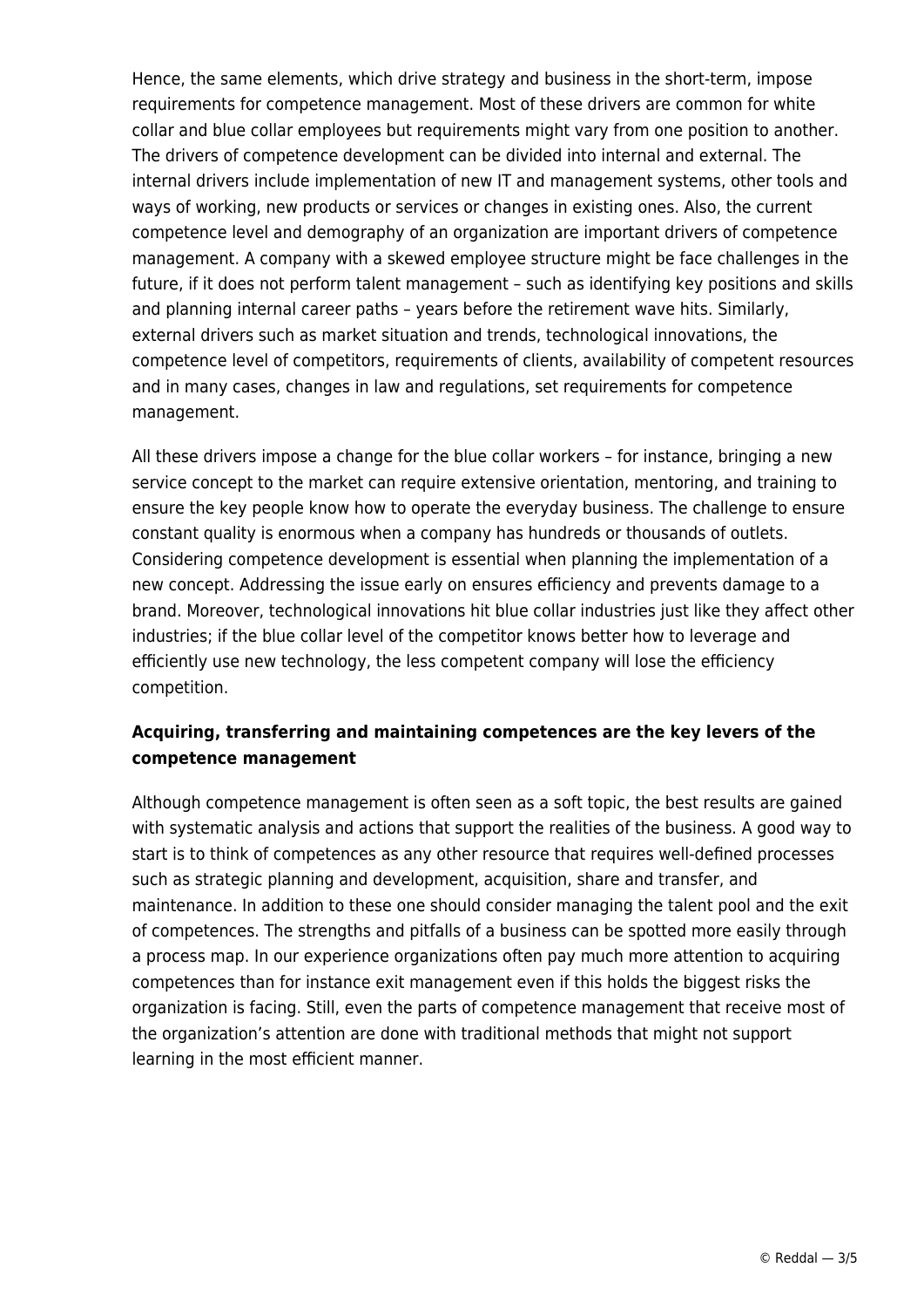Hence, the same elements, which drive strategy and business in the short-term, impose requirements for competence management. Most of these drivers are common for white collar and blue collar employees but requirements might vary from one position to another. The drivers of competence development can be divided into internal and external. The internal drivers include implementation of new IT and management systems, other tools and ways of working, new products or services or changes in existing ones. Also, the current competence level and demography of an organization are important drivers of competence management. A company with a skewed employee structure might be face challenges in the future, if it does not perform talent management – such as identifying key positions and skills and planning internal career paths – years before the retirement wave hits. Similarly, external drivers such as market situation and trends, technological innovations, the competence level of competitors, requirements of clients, availability of competent resources and in many cases, changes in law and regulations, set requirements for competence management.

All these drivers impose a change for the blue collar workers – for instance, bringing a new service concept to the market can require extensive orientation, mentoring, and training to ensure the key people know how to operate the everyday business. The challenge to ensure constant quality is enormous when a company has hundreds or thousands of outlets. Considering competence development is essential when planning the implementation of a new concept. Addressing the issue early on ensures efficiency and prevents damage to a brand. Moreover, technological innovations hit blue collar industries just like they affect other industries; if the blue collar level of the competitor knows better how to leverage and efficiently use new technology, the less competent company will lose the efficiency competition.

**Acquiring, transferring and maintaining competences are the key levers of the competence management**

Although competence management is often seen as a soft topic, the best results are gained with systematic analysis and actions that support the realities of the business. A good way to start is to think of competences as any other resource that requires well-defined processes such as strategic planning and development, acquisition, share and transfer, and maintenance. In addition to these one should consider managing the talent pool and the exit of competences. The strengths and pitfalls of a business can be spotted more easily through a process map. In our experience organizations often pay much more attention to acquiring competences than for instance exit management even if this holds the biggest risks the organization is facing. Still, even the parts of competence management that receive most of the organization's attention are done with traditional methods that might not support learning in the most efficient manner.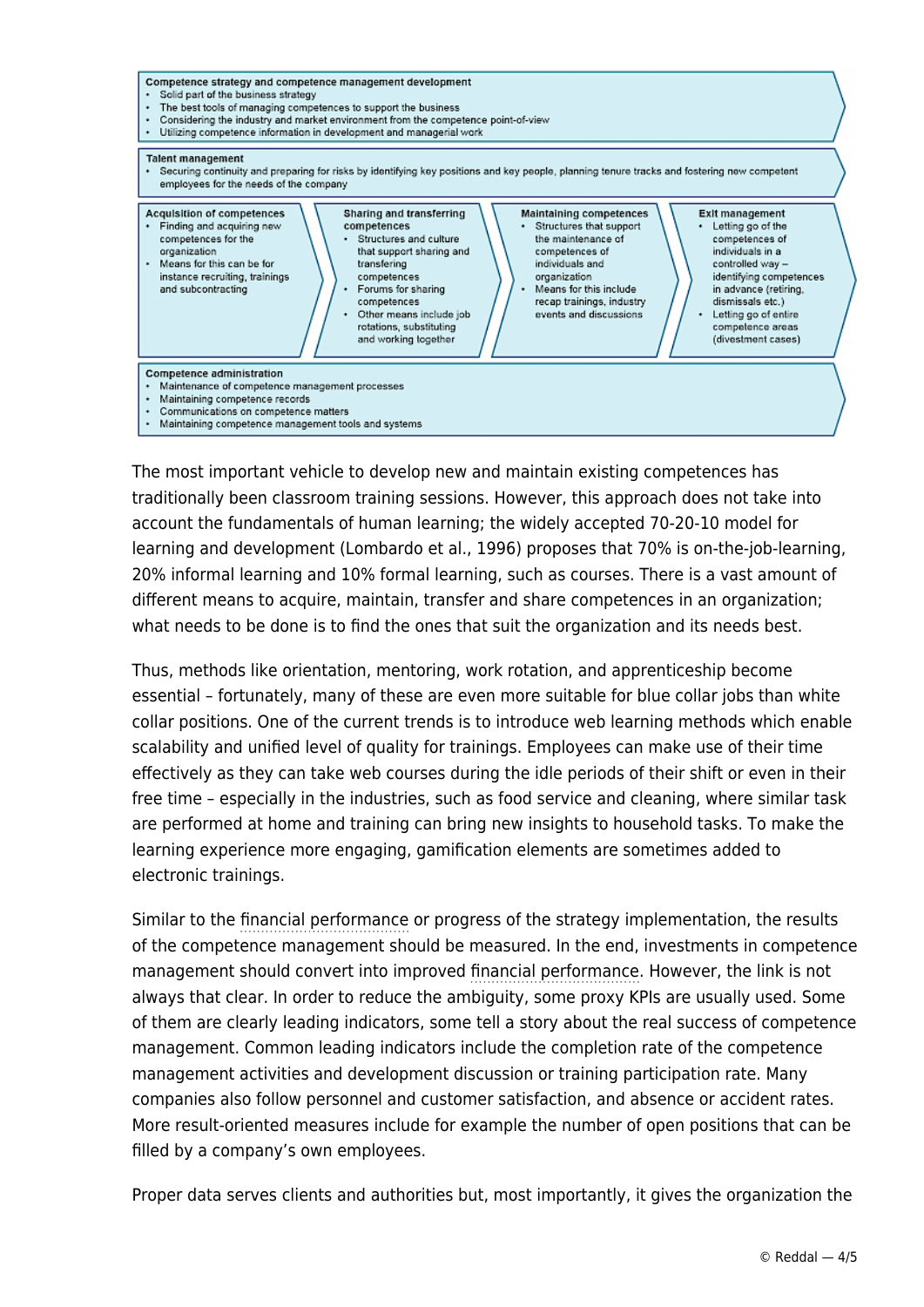**Competence strategy and competence management development**
- Solid part of the business strategy
- The best tools of managing competences to support the business
- Considering the industry and market environment from the competence point-of-view
- Utilizing competence information in development and managerial work

**Talent management**
- Securing continuity and preparing for risks by identifying key positions and key people, planning tenure tracks and fostering new competent employees for the needs of the company

**Acquisition of competences**
- Finding and acquiring new competences for the organization
- Means for this can be for instance recruiting, trainings and subcontracting

**Sharing and transferring competences**
- Structures and culture that support sharing and transfering competences
- Forums for sharing competences
- Other means include job rotations, substituting and working together

**Maintaining competences**
- Structures that support the maintenance of competences of individuals and organization
- Means for this include recap trainings, industry events and discussions

**Exit management**
- Letting go of the competences of individuals in a controlled way – identifying competences in advance (retiring, dismissals etc.)
- Letting go of entire competence areas (divestment cases)

**Competence administration**
- Maintenance of competence management processes
- Maintaining competence records
- Communications on competence matters
- Maintaining competence management tools and systems

The most important vehicle to develop new and maintain existing competences has traditionally been classroom training sessions. However, this approach does not take into account the fundamentals of human learning; the widely accepted 70-20-10 model for learning and development (Lombardo et al., 1996) proposes that 70% is on-the-job-learning, 20% informal learning and 10% formal learning, such as courses. There is a vast amount of different means to acquire, maintain, transfer and share competences in an organization; what needs to be done is to find the ones that suit the organization and its needs best.

Thus, methods like orientation, mentoring, work rotation, and apprenticeship become essential – fortunately, many of these are even more suitable for blue collar jobs than white collar positions. One of the current trends is to introduce web learning methods which enable scalability and unified level of quality for trainings. Employees can make use of their time effectively as they can take web courses during the idle periods of their shift or even in their free time – especially in the industries, such as food service and cleaning, where similar task are performed at home and training can bring new insights to household tasks. To make the learning experience more engaging, gamification elements are sometimes added to electronic trainings.

Similar to the financial performance or progress of the strategy implementation, the results of the competence management should be measured. In the end, investments in competence management should convert into improved financial performance. However, the link is not always that clear. In order to reduce the ambiguity, some proxy KPIs are usually used. Some of them are clearly leading indicators, some tell a story about the real success of competence management. Common leading indicators include the completion rate of the competence management activities and development discussion or training participation rate. Many companies also follow personnel and customer satisfaction, and absence or accident rates. More result-oriented measures include for example the number of open positions that can be filled by a company's own employees.

Proper data serves clients and authorities but, most importantly, it gives the organization the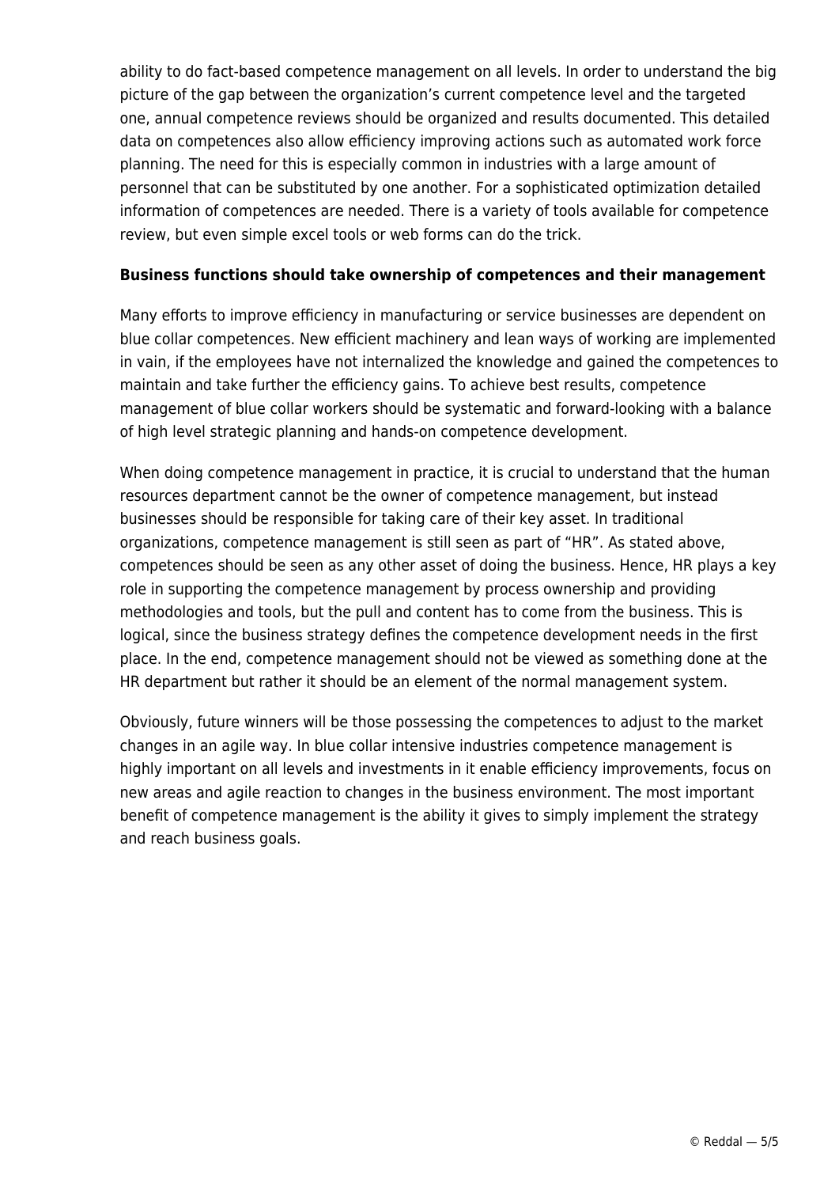ability to do fact-based competence management on all levels. In order to understand the big picture of the gap between the organization's current competence level and the targeted one, annual competence reviews should be organized and results documented. This detailed data on competences also allow efficiency improving actions such as automated work force planning. The need for this is especially common in industries with a large amount of personnel that can be substituted by one another. For a sophisticated optimization detailed information of competences are needed. There is a variety of tools available for competence review, but even simple excel tools or web forms can do the trick.

**Business functions should take ownership of competences and their management**

Many efforts to improve efficiency in manufacturing or service businesses are dependent on blue collar competences. New efficient machinery and lean ways of working are implemented in vain, if the employees have not internalized the knowledge and gained the competences to maintain and take further the efficiency gains. To achieve best results, competence management of blue collar workers should be systematic and forward-looking with a balance of high level strategic planning and hands-on competence development.

When doing competence management in practice, it is crucial to understand that the human resources department cannot be the owner of competence management, but instead businesses should be responsible for taking care of their key asset. In traditional organizations, competence management is still seen as part of "HR". As stated above, competences should be seen as any other asset of doing the business. Hence, HR plays a key role in supporting the competence management by process ownership and providing methodologies and tools, but the pull and content has to come from the business. This is logical, since the business strategy defines the competence development needs in the first place. In the end, competence management should not be viewed as something done at the HR department but rather it should be an element of the normal management system.

Obviously, future winners will be those possessing the competences to adjust to the market changes in an agile way. In blue collar intensive industries competence management is highly important on all levels and investments in it enable efficiency improvements, focus on new areas and agile reaction to changes in the business environment. The most important benefit of competence management is the ability it gives to simply implement the strategy and reach business goals.